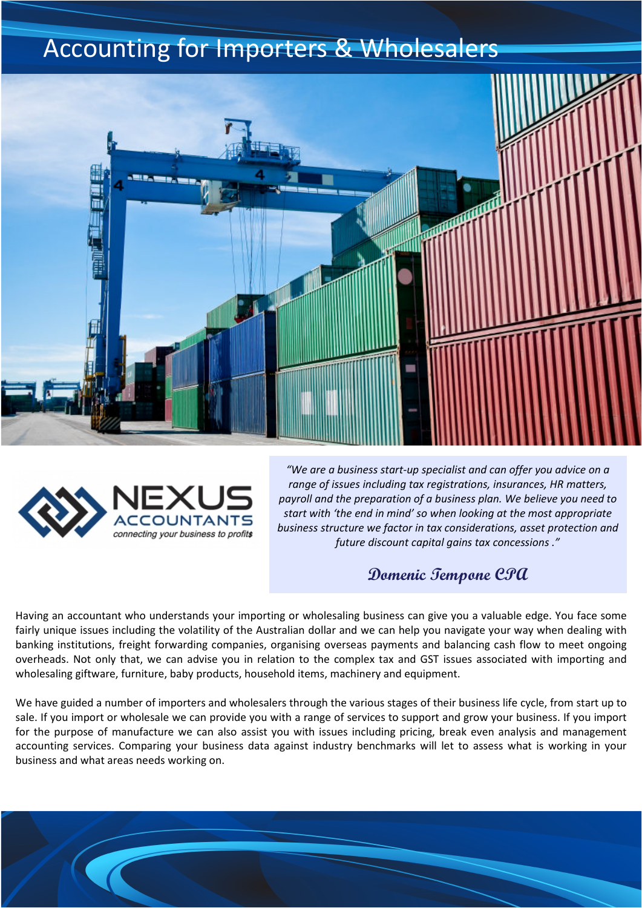# Accounting for Importers & Wholesalers

NEXUS ACCOUNTANTS
*connecting your business to profit$*

*"We are a business start-up specialist and can offer you advice on a range of issues including tax registrations, insurances, HR matters, payroll and the preparation of a business plan. We believe you need to start with 'the end in mind' so when looking at the most appropriate business structure we factor in tax considerations, asset protection and future discount capital gains tax concessions ."*

**Domenic Tempone CPA**

Having an accountant who understands your importing or wholesaling business can give you a valuable edge. You face some fairly unique issues including the volatility of the Australian dollar and we can help you navigate your way when dealing with banking institutions, freight forwarding companies, organising overseas payments and balancing cash flow to meet ongoing overheads. Not only that, we can advise you in relation to the complex tax and GST issues associated with importing and wholesaling giftware, furniture, baby products, household items, machinery and equipment.

We have guided a number of importers and wholesalers through the various stages of their business life cycle, from start up to sale. If you import or wholesale we can provide you with a range of services to support and grow your business. If you import for the purpose of manufacture we can also assist you with issues including pricing, break even analysis and management accounting services. Comparing your business data against industry benchmarks will let to assess what is working in your business and what areas needs working on.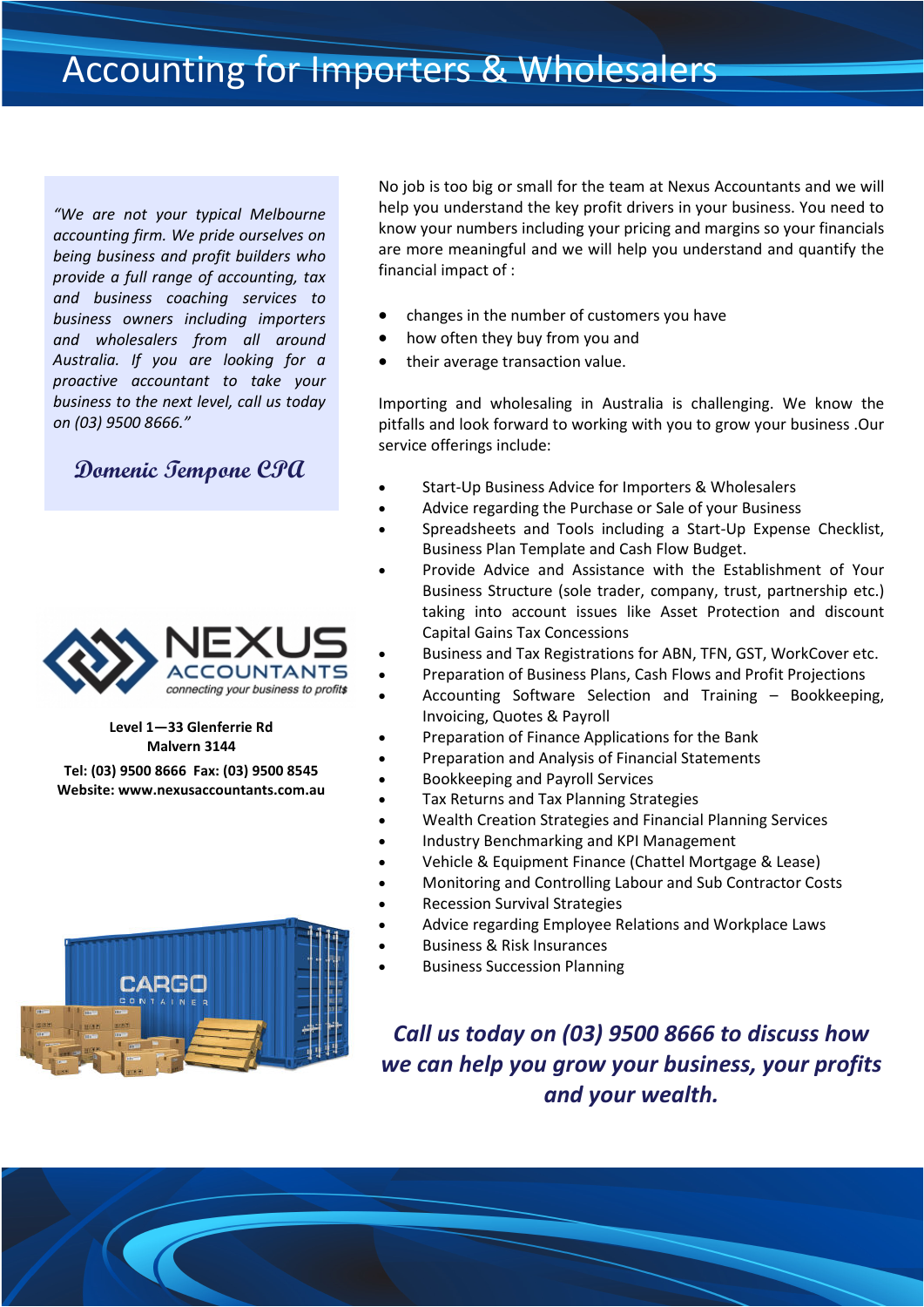# Accounting for Importers & Wholesalers

*"We are not your typical Melbourne accounting firm. We pride ourselves on being business and profit builders who provide a full range of accounting, tax and business coaching services to business owners including importers and wholesalers from all around Australia. If you are looking for a proactive accountant to take your business to the next level, call us today on (03) 9500 8666."*

*Domenic Tempone CPA*

NEXUS ACCOUNTANTS
*connecting your business to profits*

**Level 1—33 Glenferrie Rd**
**Malvern 3144**

**Tel: (03) 9500 8666 Fax: (03) 9500 8545**
**Website: www.nexusaccountants.com.au**

No job is too big or small for the team at Nexus Accountants and we will help you understand the key profit drivers in your business. You need to know your numbers including your pricing and margins so your financials are more meaningful and we will help you understand and quantify the financial impact of :

- changes in the number of customers you have
- how often they buy from you and
- their average transaction value.

Importing and wholesaling in Australia is challenging. We know the pitfalls and look forward to working with you to grow your business .Our service offerings include:

- Start-Up Business Advice for Importers & Wholesalers
- Advice regarding the Purchase or Sale of your Business
- Spreadsheets and Tools including a Start-Up Expense Checklist, Business Plan Template and Cash Flow Budget.
- Provide Advice and Assistance with the Establishment of Your Business Structure (sole trader, company, trust, partnership etc.) taking into account issues like Asset Protection and discount Capital Gains Tax Concessions
- Business and Tax Registrations for ABN, TFN, GST, WorkCover etc.
- Preparation of Business Plans, Cash Flows and Profit Projections
- Accounting Software Selection and Training – Bookkeeping, Invoicing, Quotes & Payroll
- Preparation of Finance Applications for the Bank
- Preparation and Analysis of Financial Statements
- Bookkeeping and Payroll Services
- Tax Returns and Tax Planning Strategies
- Wealth Creation Strategies and Financial Planning Services
- Industry Benchmarking and KPI Management
- Vehicle & Equipment Finance (Chattel Mortgage & Lease)
- Monitoring and Controlling Labour and Sub Contractor Costs
- Recession Survival Strategies
- Advice regarding Employee Relations and Workplace Laws
- Business & Risk Insurances
- Business Succession Planning

***Call us today on (03) 9500 8666 to discuss how we can help you grow your business, your profits and your wealth.***